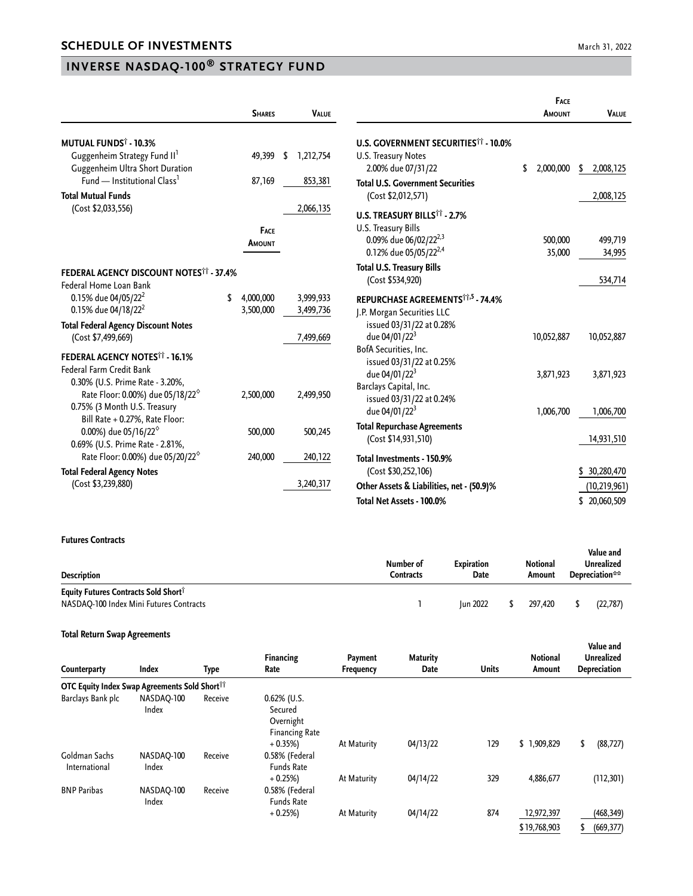# SCHEDULE OF INVESTMENTS

March 31, 2022

## INVERSE NASDAQ-100® STRATEGY FUND

| | Shares | Value |
|---|---|---|
| **MUTUAL FUNDS† - 10.3%** | | |
| Guggenheim Strategy Fund II[1] | 49,399 | $ 1,212,754 |
| Guggenheim Ultra Short Duration Fund — Institutional Class[1] | 87,169 | 853,381 |
| **Total Mutual Funds** (Cost $2,033,556) | | 2,066,135 |

| | Face Amount | Value |
|---|---|---|
| **FEDERAL AGENCY DISCOUNT NOTES†† - 37.4%** | | |
| Federal Home Loan Bank | | |
| 0.15% due 04/05/22[2] | $ 4,000,000 | 3,999,933 |
| 0.15% due 04/18/22[2] | 3,500,000 | 3,499,736 |
| **Total Federal Agency Discount Notes** (Cost $7,499,669) | | 7,499,669 |
| **FEDERAL AGENCY NOTES†† - 16.1%** | | |
| Federal Farm Credit Bank | | |
| 0.30% (U.S. Prime Rate - 3.20%, Rate Floor: 0.00%) due 05/18/22◊ | 2,500,000 | 2,499,950 |
| 0.75% (3 Month U.S. Treasury Bill Rate + 0.27%, Rate Floor: 0.00%) due 05/16/22◊ | 500,000 | 500,245 |
| 0.69% (U.S. Prime Rate - 2.81%, Rate Floor: 0.00%) due 05/20/22◊ | 240,000 | 240,122 |
| **Total Federal Agency Notes** (Cost $3,239,880) | | 3,240,317 |
| **U.S. GOVERNMENT SECURITIES†† - 10.0%** | | |
| U.S. Treasury Notes | | |
| 2.00% due 07/31/22 | $ 2,000,000 | $ 2,008,125 |
| **Total U.S. Government Securities** (Cost $2,012,571) | | 2,008,125 |
| **U.S. TREASURY BILLS†† - 2.7%** | | |
| U.S. Treasury Bills | | |
| 0.09% due 06/02/22[2,3] | 500,000 | 499,719 |
| 0.12% due 05/05/22[2,4] | 35,000 | 34,995 |
| **Total U.S. Treasury Bills** (Cost $534,920) | | 534,714 |
| **REPURCHASE AGREEMENTS††,5 - 74.4%** | | |
| J.P. Morgan Securities LLC issued 03/31/22 at 0.28% due 04/01/22[3] | 10,052,887 | 10,052,887 |
| BofA Securities, Inc. issued 03/31/22 at 0.25% due 04/01/22[3] | 3,871,923 | 3,871,923 |
| Barclays Capital, Inc. issued 03/31/22 at 0.24% due 04/01/22[3] | 1,006,700 | 1,006,700 |
| **Total Repurchase Agreements** (Cost $14,931,510) | | 14,931,510 |
| **Total Investments - 150.9%** (Cost $30,252,106) | | $ 30,280,470 |
| **Other Assets & Liabilities, net - (50.9)%** | | (10,219,961) |
| **Total Net Assets - 100.0%** | | $ 20,060,509 |

**Futures Contracts**

| Description | Number of Contracts | Expiration Date | Notional Amount | Value and Unrealized Depreciation** |
|---|---|---|---|---|
| **Equity Futures Contracts Sold Short†** | | | | |
| NASDAQ-100 Index Mini Futures Contracts | 1 | Jun 2022 | $ 297,420 | $ (22,787) |

**Total Return Swap Agreements**

| Counterparty | Index | Type | Financing Rate | Payment Frequency | Maturity Date | Units | Notional Amount | Value and Unrealized Depreciation |
|---|---|---|---|---|---|---|---|---|
| **OTC Equity Index Swap Agreements Sold Short††** | | | | | | | | |
| Barclays Bank plc | NASDAQ-100 Index | Receive | 0.62% (U.S. Secured Overnight Financing Rate + 0.35%) | At Maturity | 04/13/22 | 129 | $ 1,909,829 | $ (88,727) |
| Goldman Sachs International | NASDAQ-100 Index | Receive | 0.58% (Federal Funds Rate + 0.25%) | At Maturity | 04/14/22 | 329 | 4,886,677 | (112,301) |
| BNP Paribas | NASDAQ-100 Index | Receive | 0.58% (Federal Funds Rate + 0.25%) | At Maturity | 04/14/22 | 874 | 12,972,397 | (468,349) |
| | | | | | | | $19,768,903 | $ (669,377) |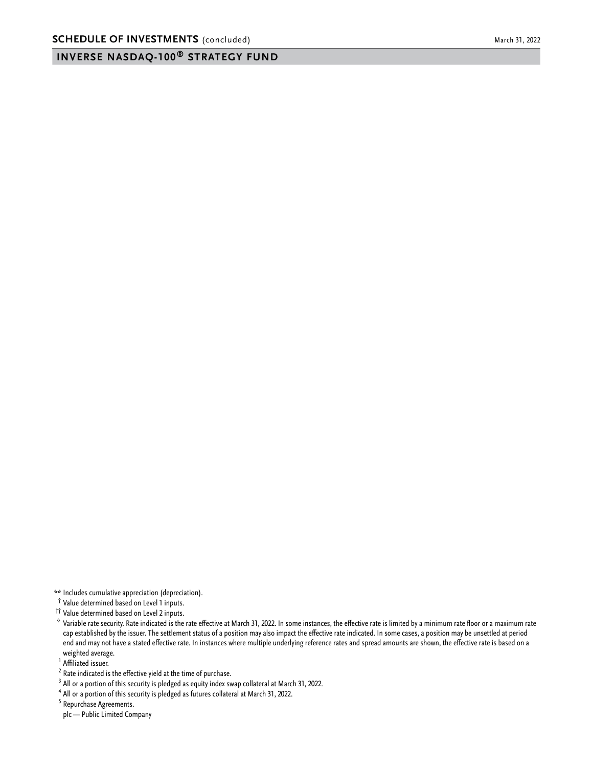## SCHEDULE OF INVESTMENTS (concluded)

March 31, 2022

## INVERSE NASDAQ-100® STRATEGY FUND

** Includes cumulative appreciation (depreciation).

† Value determined based on Level 1 inputs.

†† Value determined based on Level 2 inputs.

◊ Variable rate security. Rate indicated is the rate effective at March 31, 2022. In some instances, the effective rate is limited by a minimum rate floor or a maximum rate cap established by the issuer. The settlement status of a position may also impact the effective rate indicated. In some cases, a position may be unsettled at period end and may not have a stated effective rate. In instances where multiple underlying reference rates and spread amounts are shown, the effective rate is based on a weighted average.

[1] Affiliated issuer.

[2] Rate indicated is the effective yield at the time of purchase.

[3] All or a portion of this security is pledged as equity index swap collateral at March 31, 2022.

[4] All or a portion of this security is pledged as futures collateral at March 31, 2022.

[5] Repurchase Agreements.

plc — Public Limited Company